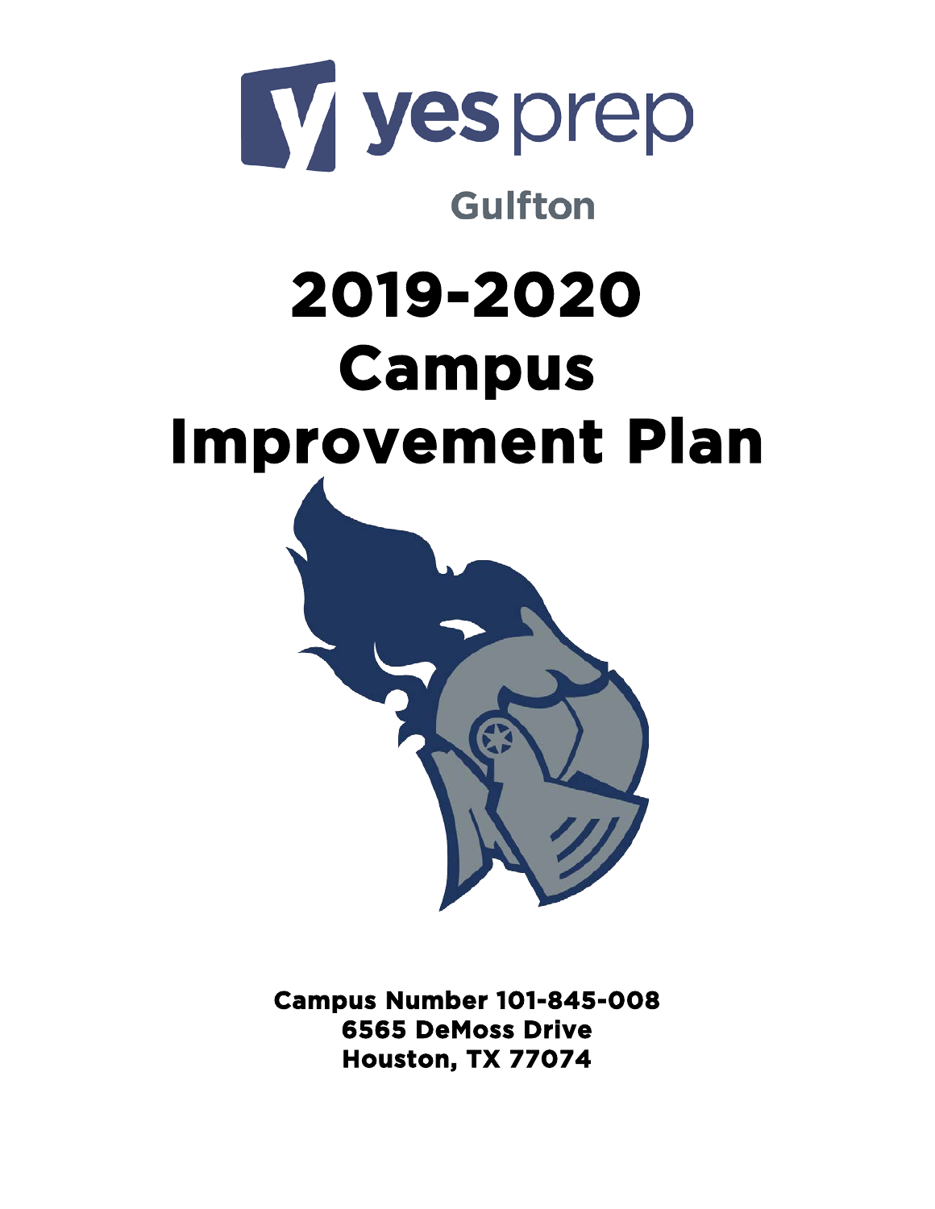yes prep

Gulfton

# 2019-2020 Campus Improvement Plan

**Campus Number 101-845-008**
**6565 DeMoss Drive**
**Houston, TX 77074**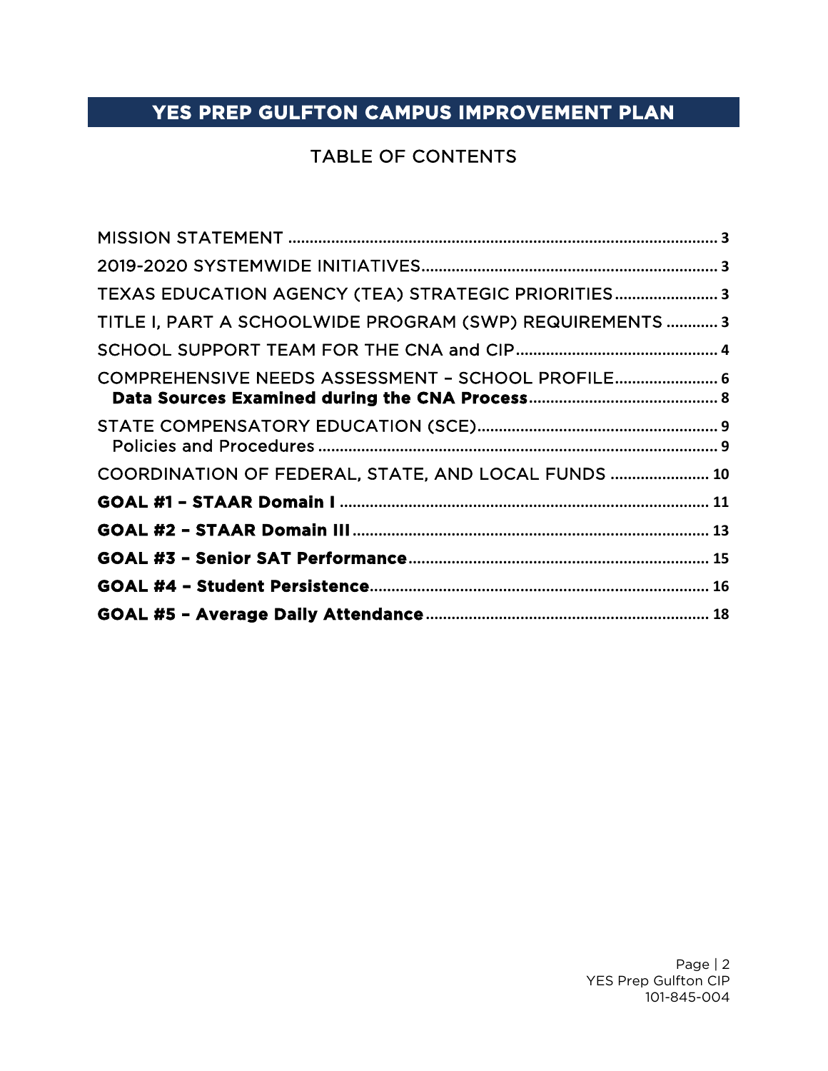# YES PREP GULFTON CAMPUS IMPROVEMENT PLAN

## TABLE OF CONTENTS

MISSION STATEMENT ........................................................................................................ 3

2019-2020 SYSTEMWIDE INITIATIVES.............................................................................. 3

TEXAS EDUCATION AGENCY (TEA) STRATEGIC PRIORITIES ........................................ 3

TITLE I, PART A SCHOOLWIDE PROGRAM (SWP) REQUIREMENTS ............................ 3

SCHOOL SUPPORT TEAM FOR THE CNA and CIP ............................................................ 4

COMPREHENSIVE NEEDS ASSESSMENT – SCHOOL PROFILE ....................................... 6

- **Data Sources Examined during the CNA Process** ........................................................ 8

STATE COMPENSATORY EDUCATION (SCE) ..................................................................... 9

- Policies and Procedures ..................................................................................................... 9

COORDINATION OF FEDERAL, STATE, AND LOCAL FUNDS ......................................... 10

**GOAL #1 – STAAR Domain I** ............................................................................................ 11

**GOAL #2 – STAAR Domain III** .......................................................................................... 13

**GOAL #3 – Senior SAT Performance** ................................................................................ 15

**GOAL #4 – Student Persistence** ....................................................................................... 16

**GOAL #5 – Average Daily Attendance** ............................................................................. 18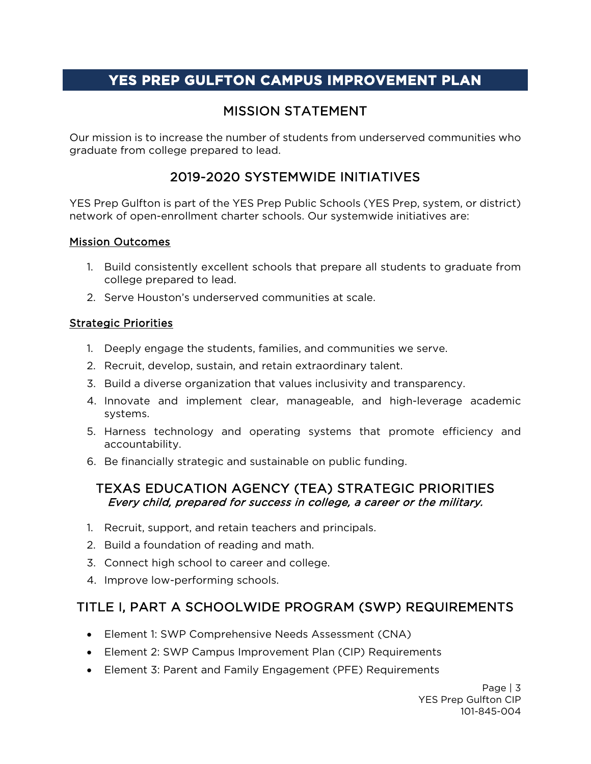# YES PREP GULFTON CAMPUS IMPROVEMENT PLAN

## MISSION STATEMENT

Our mission is to increase the number of students from underserved communities who graduate from college prepared to lead.

## 2019-2020 SYSTEMWIDE INITIATIVES

YES Prep Gulfton is part of the YES Prep Public Schools (YES Prep, system, or district) network of open-enrollment charter schools. Our systemwide initiatives are:

### Mission Outcomes

1. Build consistently excellent schools that prepare all students to graduate from college prepared to lead.
2. Serve Houston's underserved communities at scale.

### Strategic Priorities

1. Deeply engage the students, families, and communities we serve.
2. Recruit, develop, sustain, and retain extraordinary talent.
3. Build a diverse organization that values inclusivity and transparency.
4. Innovate and implement clear, manageable, and high-leverage academic systems.
5. Harness technology and operating systems that promote efficiency and accountability.
6. Be financially strategic and sustainable on public funding.

## TEXAS EDUCATION AGENCY (TEA) STRATEGIC PRIORITIES

*Every child, prepared for success in college, a career or the military.*

1. Recruit, support, and retain teachers and principals.
2. Build a foundation of reading and math.
3. Connect high school to career and college.
4. Improve low-performing schools.

## TITLE I, PART A SCHOOLWIDE PROGRAM (SWP) REQUIREMENTS

- Element 1: SWP Comprehensive Needs Assessment (CNA)
- Element 2: SWP Campus Improvement Plan (CIP) Requirements
- Element 3: Parent and Family Engagement (PFE) Requirements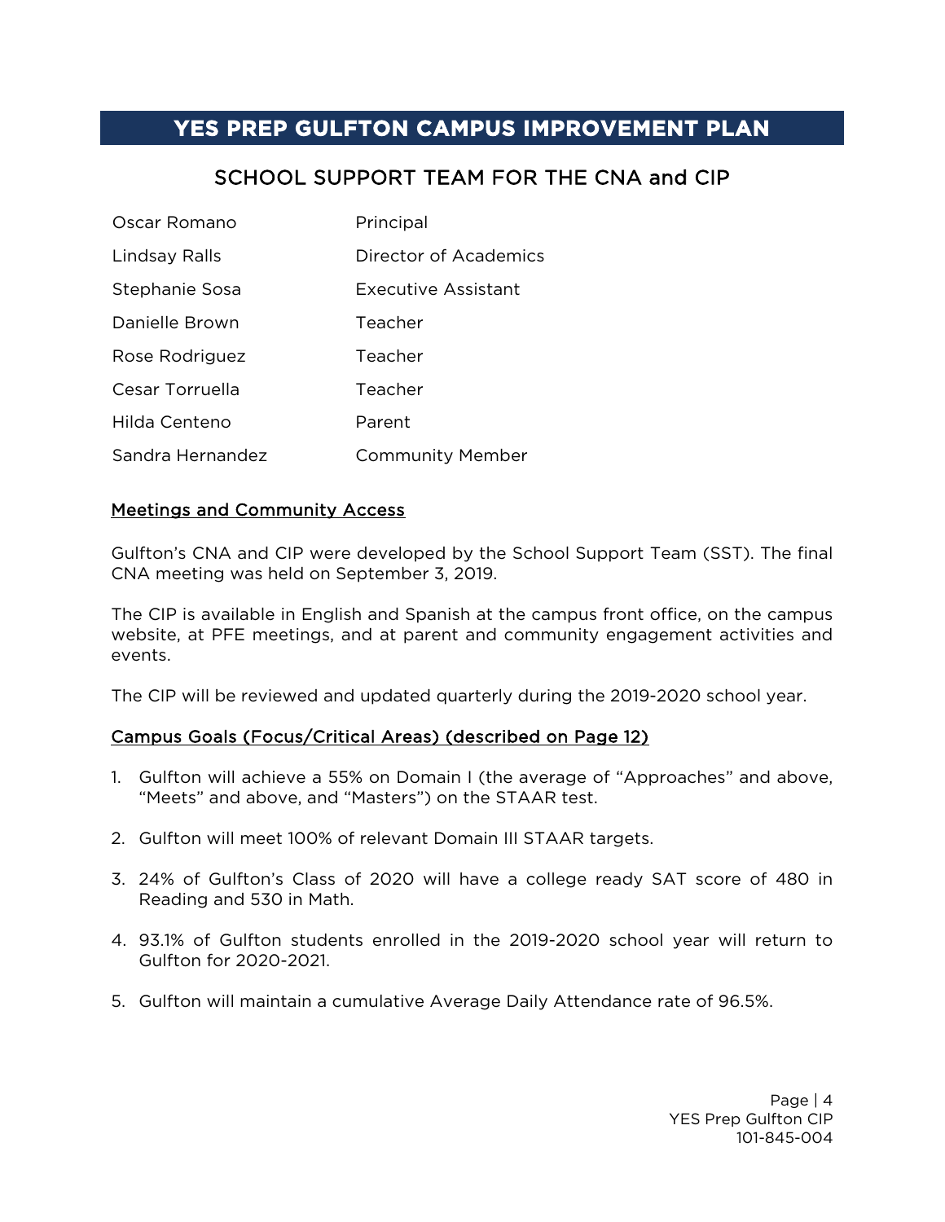# YES PREP GULFTON CAMPUS IMPROVEMENT PLAN

## SCHOOL SUPPORT TEAM FOR THE CNA and CIP

| | |
|---|---|
| Oscar Romano | Principal |
| Lindsay Ralls | Director of Academics |
| Stephanie Sosa | Executive Assistant |
| Danielle Brown | Teacher |
| Rose Rodriguez | Teacher |
| Cesar Torruella | Teacher |
| Hilda Centeno | Parent |
| Sandra Hernandez | Community Member |

### Meetings and Community Access

Gulfton's CNA and CIP were developed by the School Support Team (SST). The final CNA meeting was held on September 3, 2019.

The CIP is available in English and Spanish at the campus front office, on the campus website, at PFE meetings, and at parent and community engagement activities and events.

The CIP will be reviewed and updated quarterly during the 2019-2020 school year.

### Campus Goals (Focus/Critical Areas) (described on Page 12)

1. Gulfton will achieve a 55% on Domain I (the average of "Approaches" and above, "Meets" and above, and "Masters") on the STAAR test.
2. Gulfton will meet 100% of relevant Domain III STAAR targets.
3. 24% of Gulfton's Class of 2020 will have a college ready SAT score of 480 in Reading and 530 in Math.
4. 93.1% of Gulfton students enrolled in the 2019-2020 school year will return to Gulfton for 2020-2021.
5. Gulfton will maintain a cumulative Average Daily Attendance rate of 96.5%.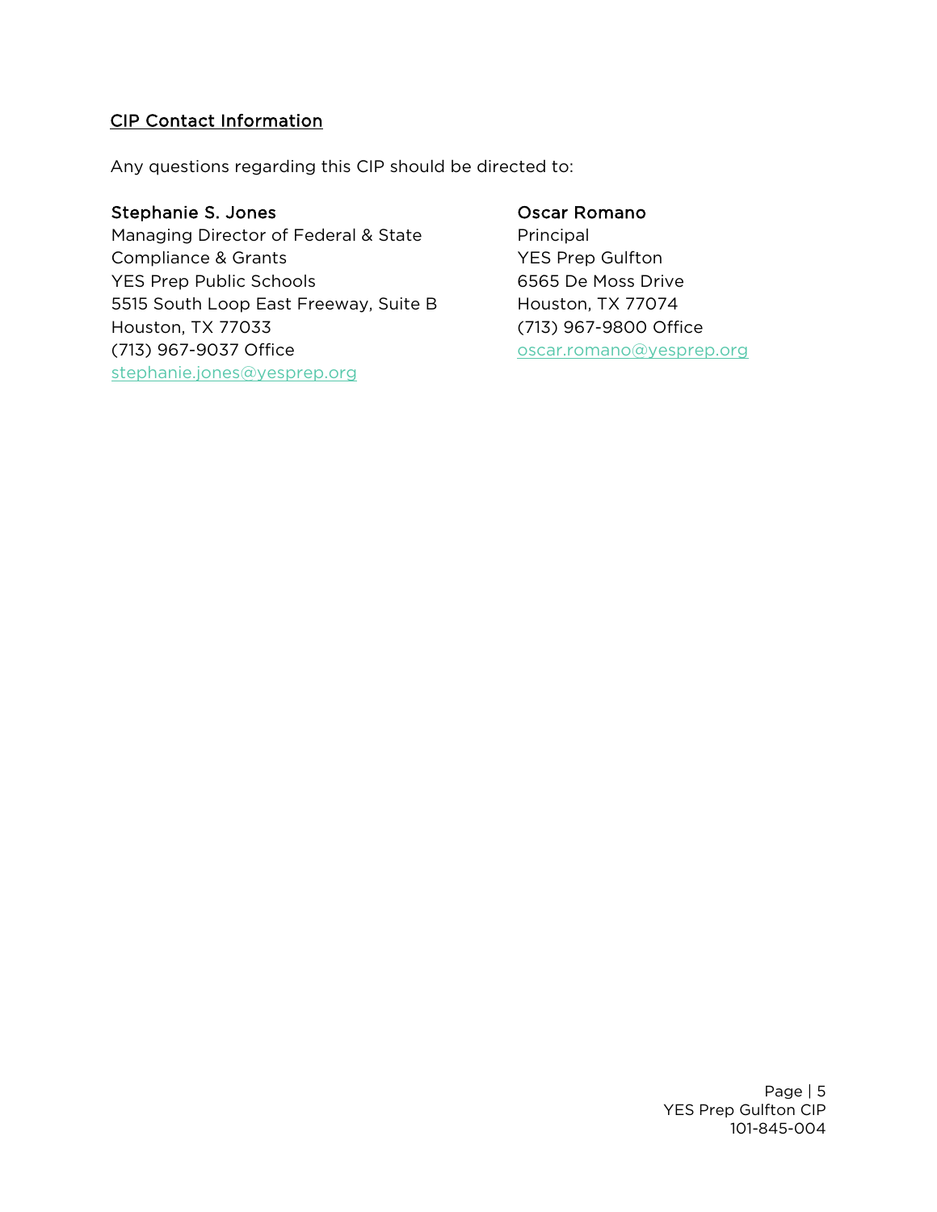## CIP Contact Information

Any questions regarding this CIP should be directed to:

**Stephanie S. Jones**
Managing Director of Federal & State Compliance & Grants
YES Prep Public Schools
5515 South Loop East Freeway, Suite B
Houston, TX 77033
(713) 967-9037 Office
stephanie.jones@yesprep.org

**Oscar Romano**
Principal
YES Prep Gulfton
6565 De Moss Drive
Houston, TX 77074
(713) 967-9800 Office
oscar.romano@yesprep.org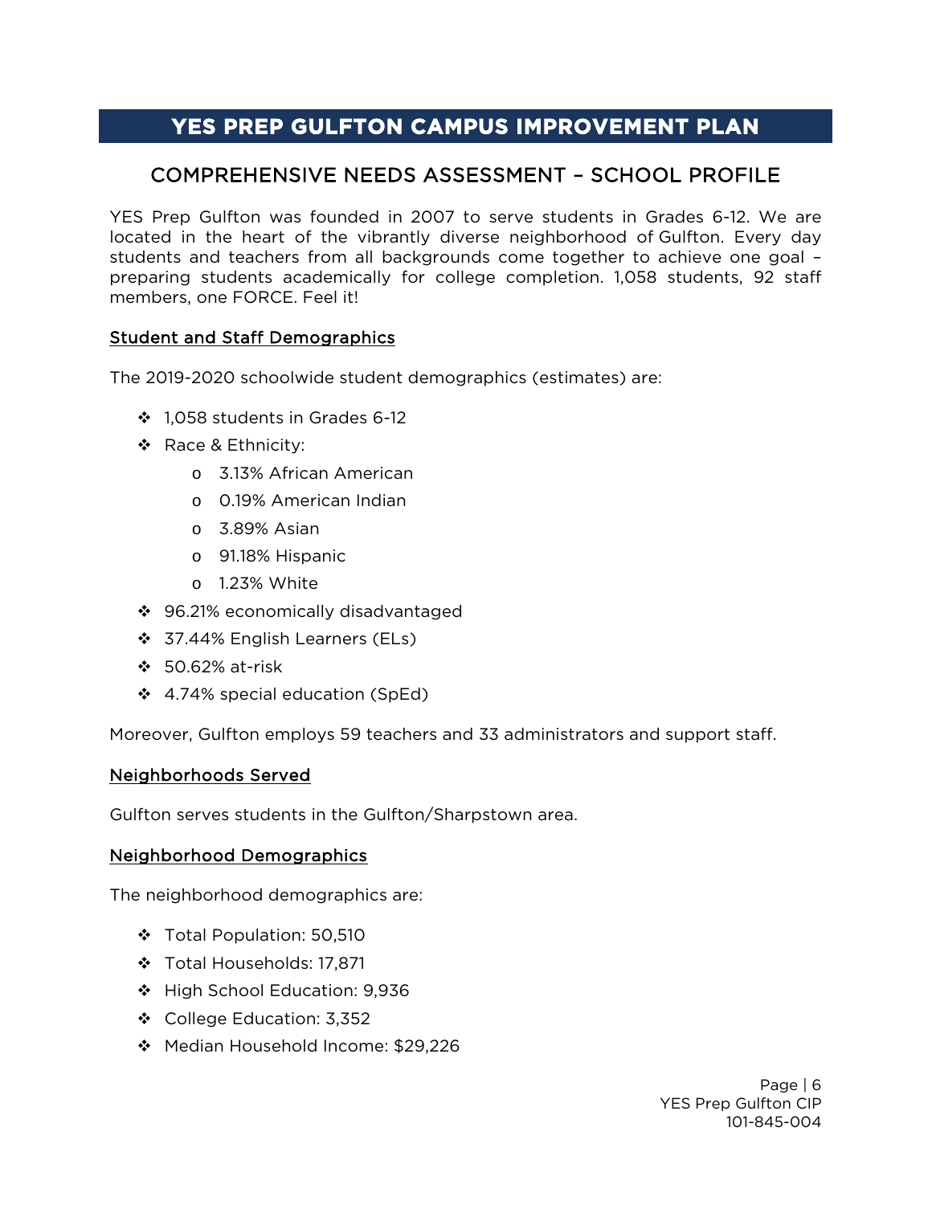# YES PREP GULFTON CAMPUS IMPROVEMENT PLAN

## COMPREHENSIVE NEEDS ASSESSMENT – SCHOOL PROFILE

YES Prep Gulfton was founded in 2007 to serve students in Grades 6-12. We are located in the heart of the vibrantly diverse neighborhood of Gulfton. Every day students and teachers from all backgrounds come together to achieve one goal – preparing students academically for college completion. 1,058 students, 92 staff members, one FORCE. Feel it!

### Student and Staff Demographics

The 2019-2020 schoolwide student demographics (estimates) are:

- 1,058 students in Grades 6-12
- Race & Ethnicity:
  - 3.13% African American
  - 0.19% American Indian
  - 3.89% Asian
  - 91.18% Hispanic
  - 1.23% White
- 96.21% economically disadvantaged
- 37.44% English Learners (ELs)
- 50.62% at-risk
- 4.74% special education (SpEd)

Moreover, Gulfton employs 59 teachers and 33 administrators and support staff.

### Neighborhoods Served

Gulfton serves students in the Gulfton/Sharpstown area.

### Neighborhood Demographics

The neighborhood demographics are:

- Total Population: 50,510
- Total Households: 17,871
- High School Education: 9,936
- College Education: 3,352
- Median Household Income: $29,226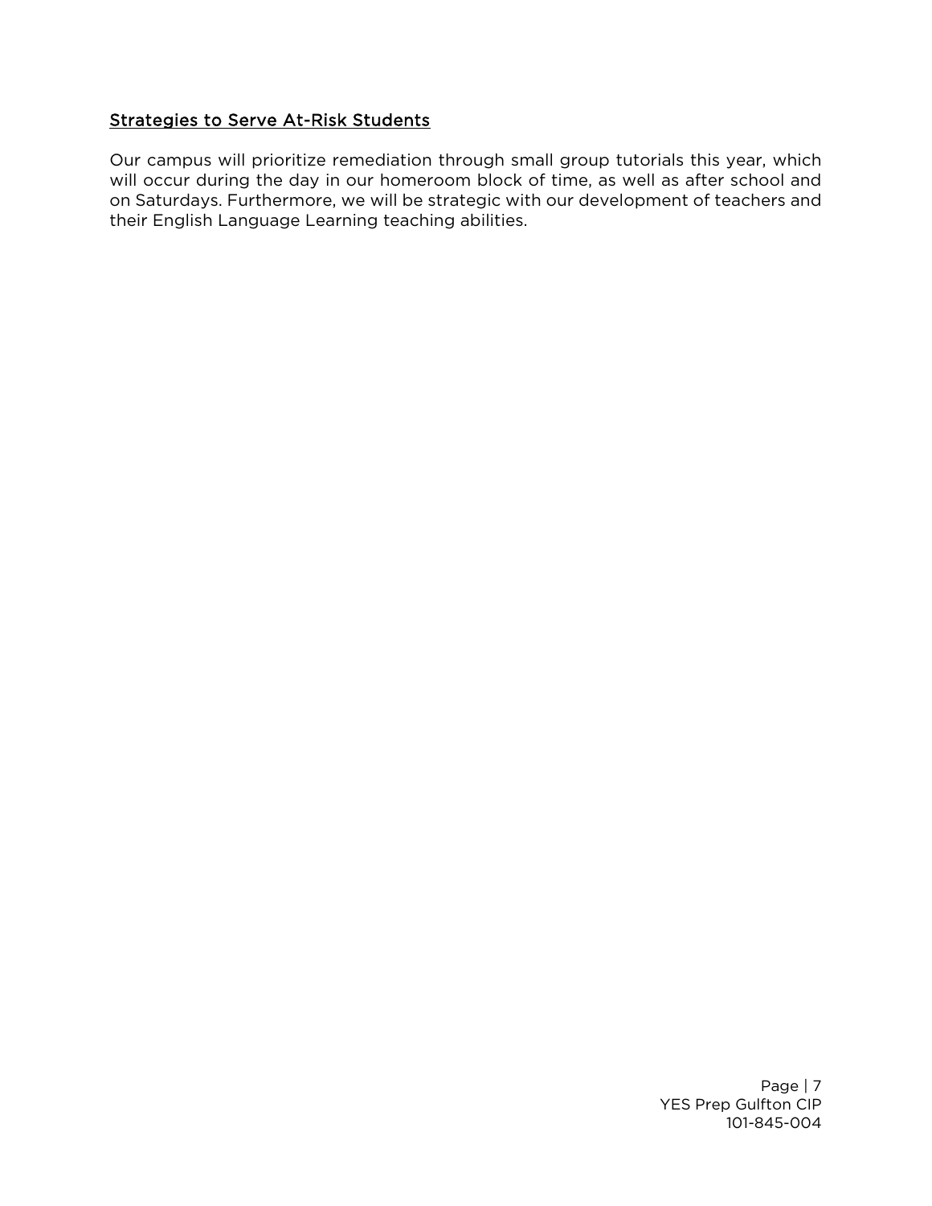## Strategies to Serve At-Risk Students

Our campus will prioritize remediation through small group tutorials this year, which will occur during the day in our homeroom block of time, as well as after school and on Saturdays. Furthermore, we will be strategic with our development of teachers and their English Language Learning teaching abilities.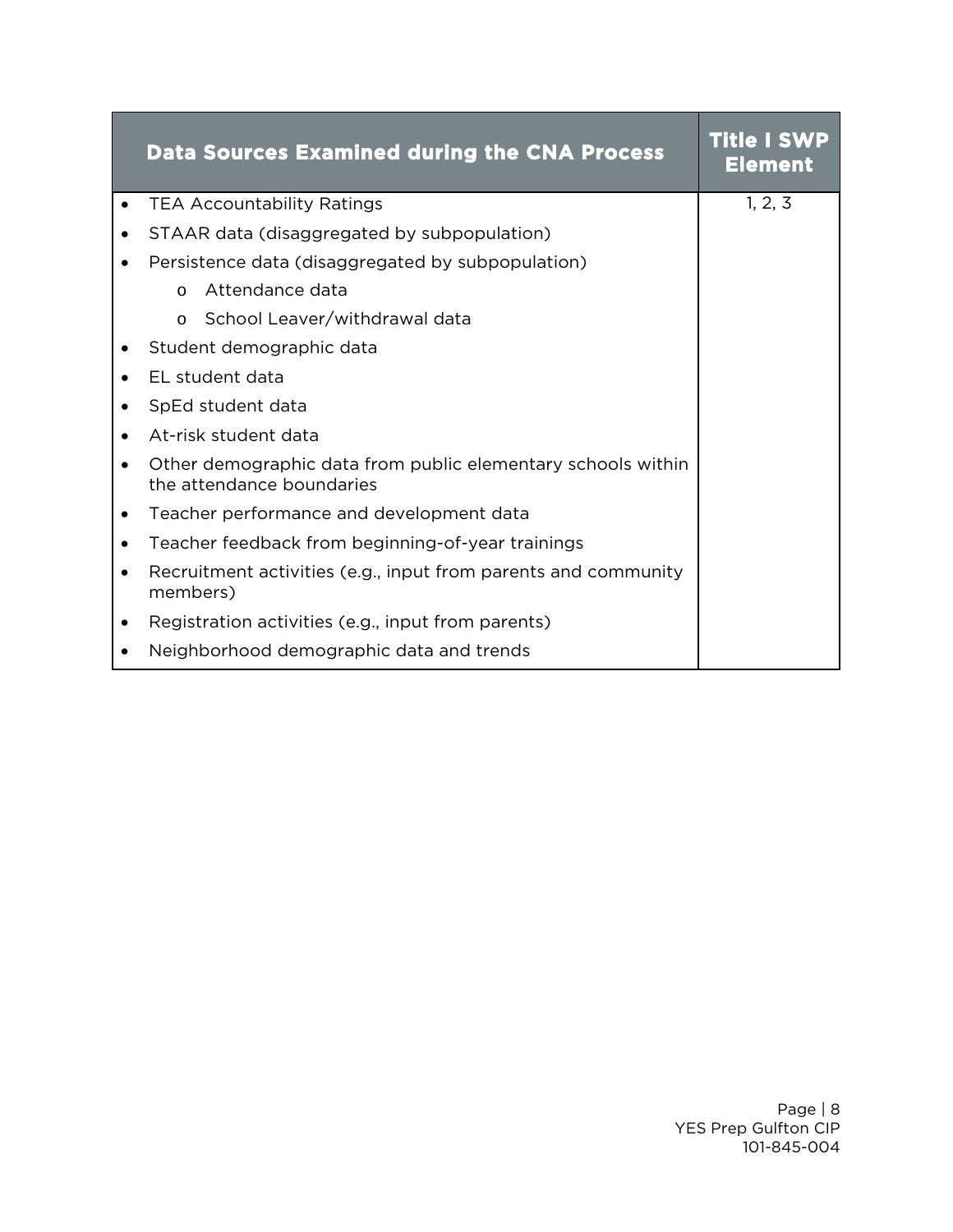| Data Sources Examined during the CNA Process | Title I SWP Element |
| --- | --- |
| <ul><li>TEA Accountability Ratings</li><li>STAAR data (disaggregated by subpopulation)</li><li>Persistence data (disaggregated by subpopulation)<ul><li>Attendance data</li><li>School Leaver/withdrawal data</li></ul></li><li>Student demographic data</li><li>EL student data</li><li>SpEd student data</li><li>At-risk student data</li><li>Other demographic data from public elementary schools within the attendance boundaries</li><li>Teacher performance and development data</li><li>Teacher feedback from beginning-of-year trainings</li><li>Recruitment activities (e.g., input from parents and community members)</li><li>Registration activities (e.g., input from parents)</li><li>Neighborhood demographic data and trends</li></ul> | 1, 2, 3 |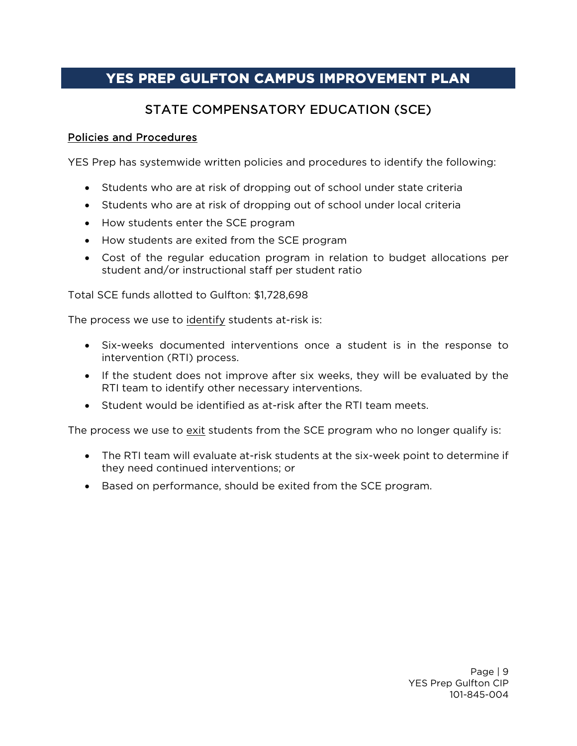# YES PREP GULFTON CAMPUS IMPROVEMENT PLAN

## STATE COMPENSATORY EDUCATION (SCE)

<u>Policies and Procedures</u>

YES Prep has systemwide written policies and procedures to identify the following:

- Students who are at risk of dropping out of school under state criteria
- Students who are at risk of dropping out of school under local criteria
- How students enter the SCE program
- How students are exited from the SCE program
- Cost of the regular education program in relation to budget allocations per student and/or instructional staff per student ratio

Total SCE funds allotted to Gulfton: $1,728,698

The process we use to <u>identify</u> students at-risk is:

- Six-weeks documented interventions once a student is in the response to intervention (RTI) process.
- If the student does not improve after six weeks, they will be evaluated by the RTI team to identify other necessary interventions.
- Student would be identified as at-risk after the RTI team meets.

The process we use to <u>exit</u> students from the SCE program who no longer qualify is:

- The RTI team will evaluate at-risk students at the six-week point to determine if they need continued interventions; or
- Based on performance, should be exited from the SCE program.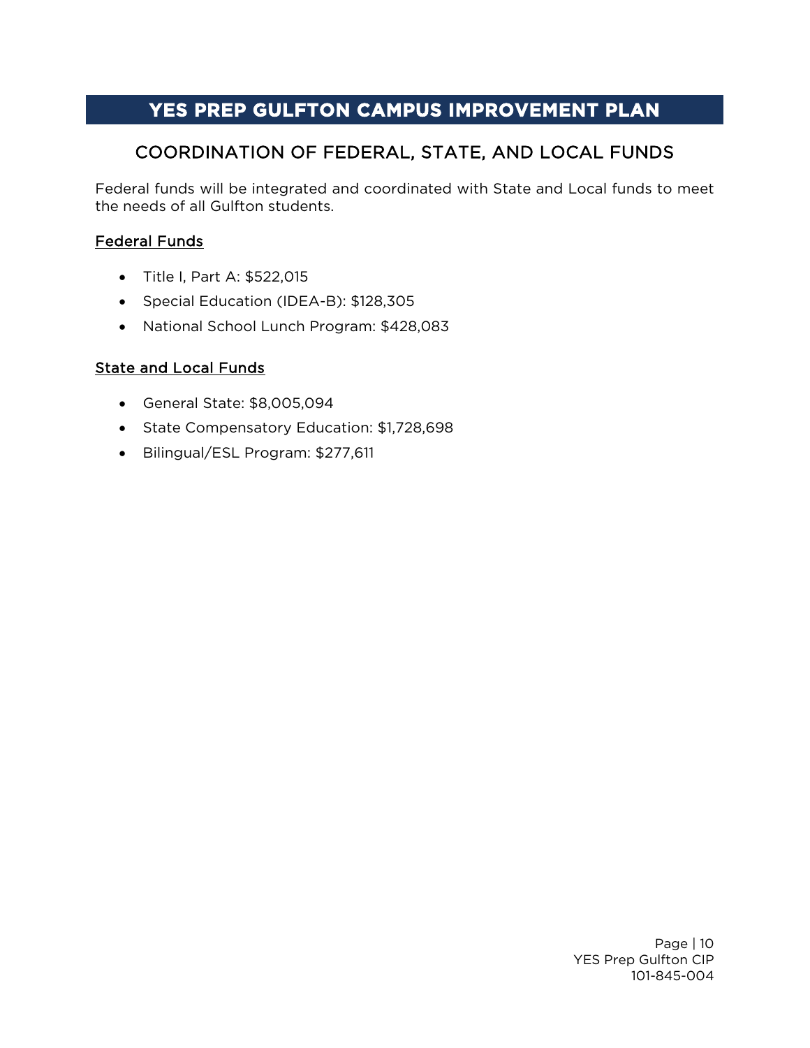# YES PREP GULFTON CAMPUS IMPROVEMENT PLAN

## COORDINATION OF FEDERAL, STATE, AND LOCAL FUNDS

Federal funds will be integrated and coordinated with State and Local funds to meet the needs of all Gulfton students.

### Federal Funds

- Title I, Part A: $522,015
- Special Education (IDEA-B): $128,305
- National School Lunch Program: $428,083

### State and Local Funds

- General State: $8,005,094
- State Compensatory Education: $1,728,698
- Bilingual/ESL Program: $277,611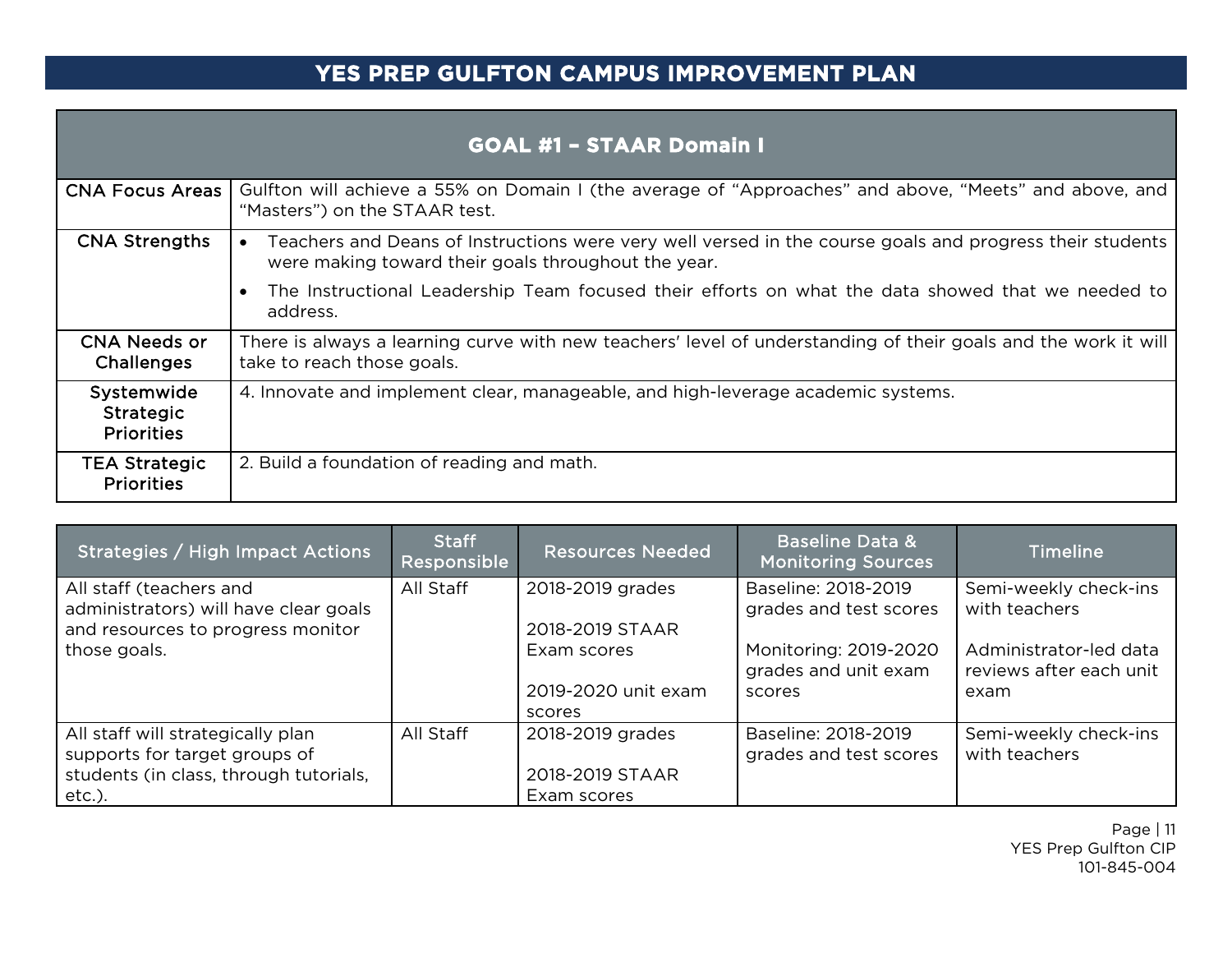# YES PREP GULFTON CAMPUS IMPROVEMENT PLAN

| GOAL #1 – STAAR Domain I | |
|---|---|
| CNA Focus Areas | Gulfton will achieve a 55% on Domain I (the average of "Approaches" and above, "Meets" and above, and "Masters") on the STAAR test. |
| CNA Strengths | • Teachers and Deans of Instructions were very well versed in the course goals and progress their students were making toward their goals throughout the year.<br>• The Instructional Leadership Team focused their efforts on what the data showed that we needed to address. |
| CNA Needs or Challenges | There is always a learning curve with new teachers' level of understanding of their goals and the work it will take to reach those goals. |
| Systemwide Strategic Priorities | 4. Innovate and implement clear, manageable, and high-leverage academic systems. |
| TEA Strategic Priorities | 2. Build a foundation of reading and math. |

| Strategies / High Impact Actions | Staff Responsible | Resources Needed | Baseline Data & Monitoring Sources | Timeline |
|---|---|---|---|---|
| All staff (teachers and administrators) will have clear goals and resources to progress monitor those goals. | All Staff | 2018-2019 grades<br><br>2018-2019 STAAR Exam scores<br><br>2019-2020 unit exam scores | Baseline: 2018-2019 grades and test scores<br><br>Monitoring: 2019-2020 grades and unit exam scores | Semi-weekly check-ins with teachers<br><br>Administrator-led data reviews after each unit exam |
| All staff will strategically plan supports for target groups of students (in class, through tutorials, etc.). | All Staff | 2018-2019 grades<br><br>2018-2019 STAAR Exam scores | Baseline: 2018-2019 grades and test scores | Semi-weekly check-ins with teachers |

YES Prep Gulfton CIP
101-845-004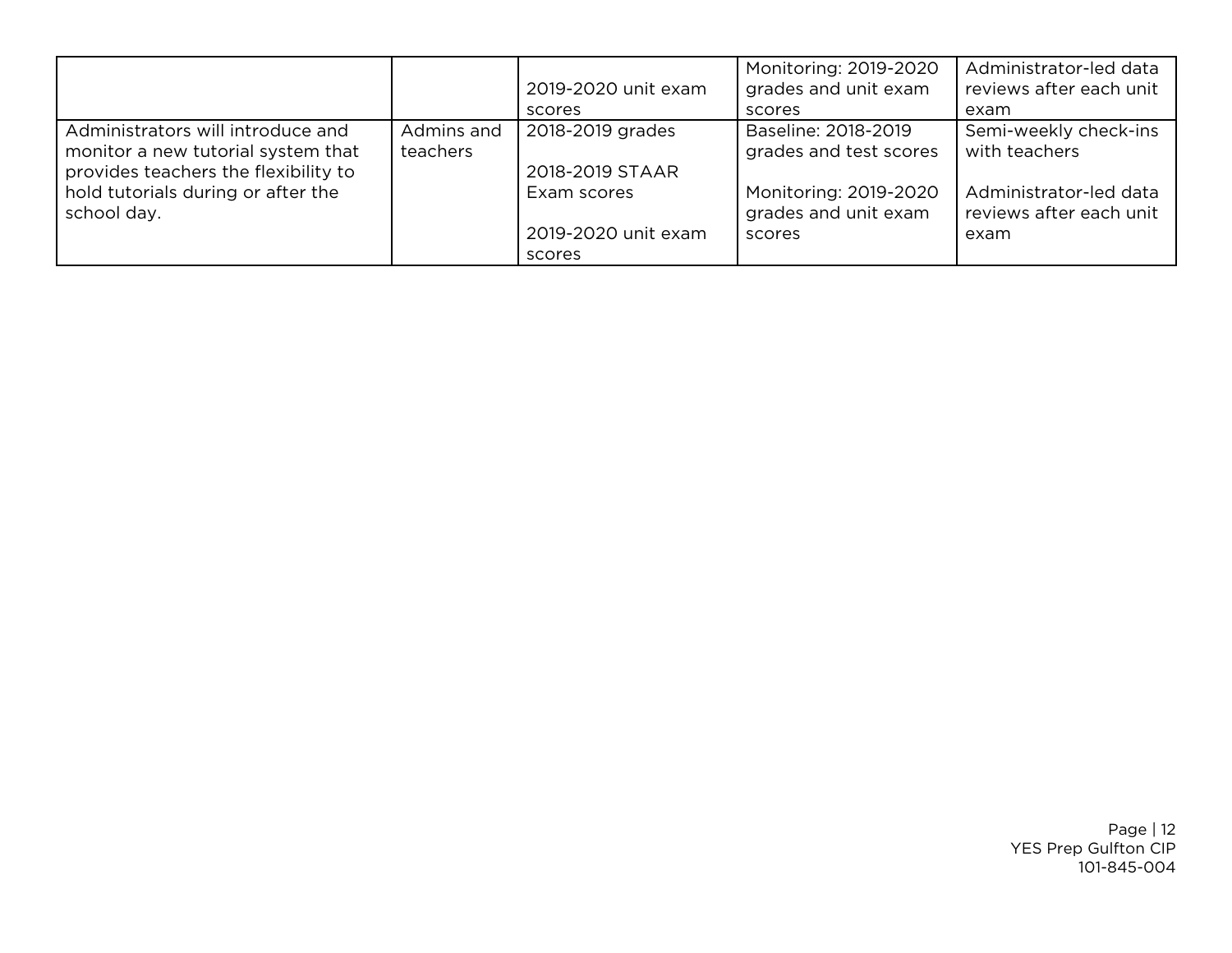| | | | | |
|---|---|---|---|---|
| | | 2019-2020 unit exam scores | Monitoring: 2019-2020 grades and unit exam scores | Administrator-led data reviews after each unit exam |
| Administrators will introduce and monitor a new tutorial system that provides teachers the flexibility to hold tutorials during or after the school day. | Admins and teachers | 2018-2019 grades<br><br>2018-2019 STAAR Exam scores<br><br>2019-2020 unit exam scores | Baseline: 2018-2019 grades and test scores<br><br>Monitoring: 2019-2020 grades and unit exam scores | Semi-weekly check-ins with teachers<br><br>Administrator-led data reviews after each unit exam |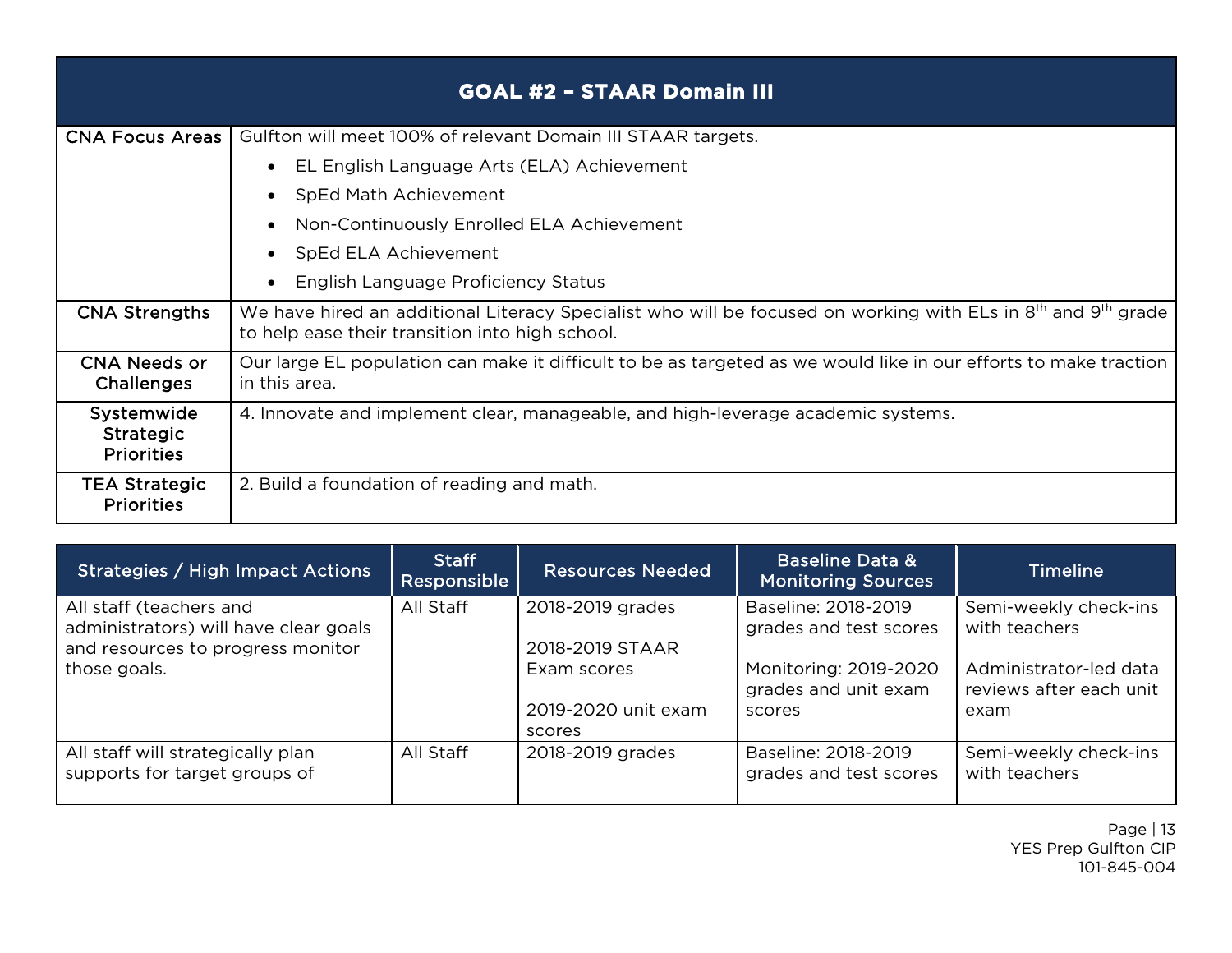| GOAL #2 – STAAR Domain III | |
|---|---|
| CNA Focus Areas | Gulfton will meet 100% of relevant Domain III STAAR targets.<br>• EL English Language Arts (ELA) Achievement<br>• SpEd Math Achievement<br>• Non-Continuously Enrolled ELA Achievement<br>• SpEd ELA Achievement<br>• English Language Proficiency Status |
| CNA Strengths | We have hired an additional Literacy Specialist who will be focused on working with ELs in 8th and 9th grade to help ease their transition into high school. |
| CNA Needs or Challenges | Our large EL population can make it difficult to be as targeted as we would like in our efforts to make traction in this area. |
| Systemwide Strategic Priorities | 4. Innovate and implement clear, manageable, and high-leverage academic systems. |
| TEA Strategic Priorities | 2. Build a foundation of reading and math. |

| Strategies / High Impact Actions | Staff Responsible | Resources Needed | Baseline Data & Monitoring Sources | Timeline |
|---|---|---|---|---|
| All staff (teachers and administrators) will have clear goals and resources to progress monitor those goals. | All Staff | 2018-2019 grades<br><br>2018-2019 STAAR Exam scores<br><br>2019-2020 unit exam scores | Baseline: 2018-2019 grades and test scores<br><br>Monitoring: 2019-2020 grades and unit exam scores | Semi-weekly check-ins with teachers<br><br>Administrator-led data reviews after each unit exam |
| All staff will strategically plan supports for target groups of | All Staff | 2018-2019 grades | Baseline: 2018-2019 grades and test scores | Semi-weekly check-ins with teachers |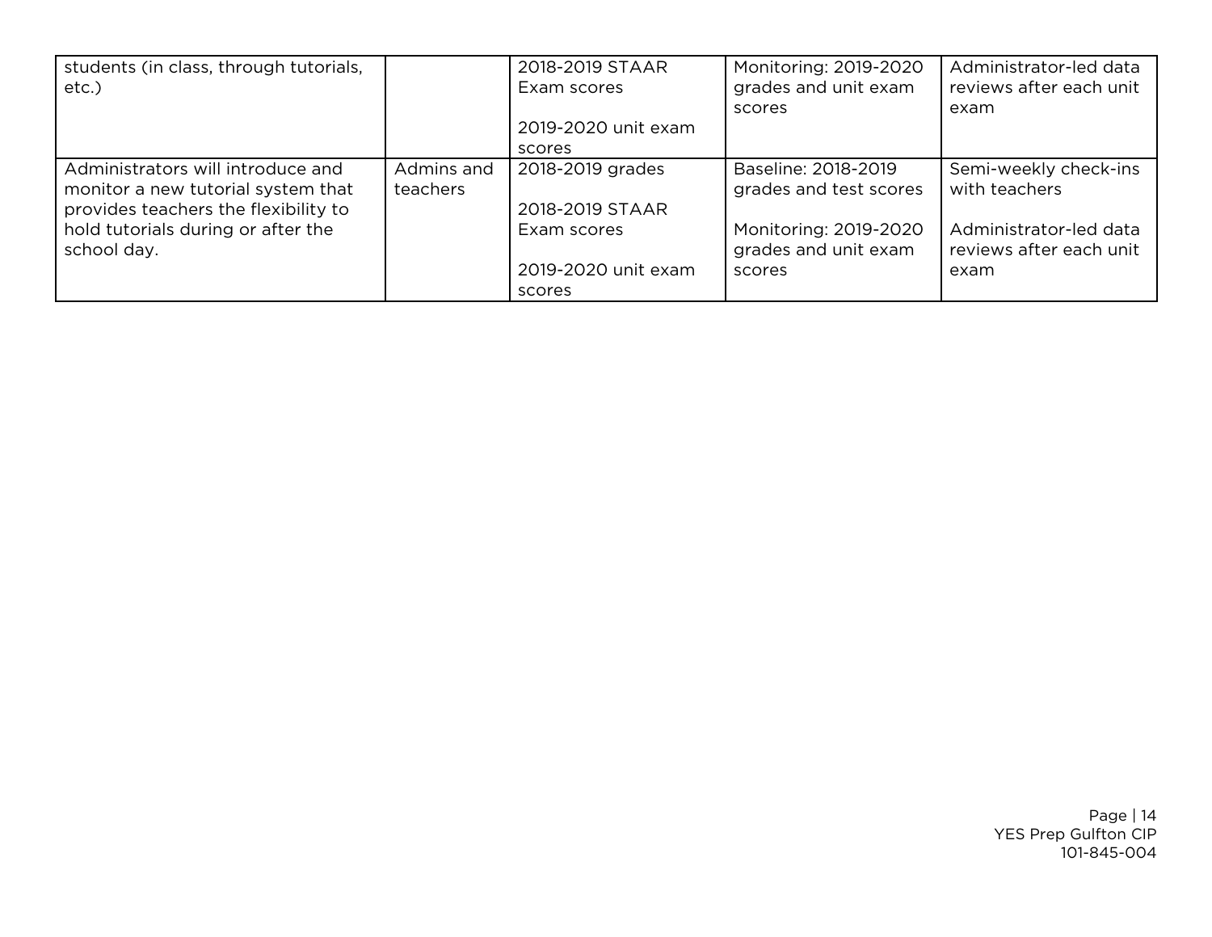| | | | | |
|---|---|---|---|---|
| students (in class, through tutorials, etc.) | | 2018-2019 STAAR Exam scores<br><br>2019-2020 unit exam scores | Monitoring: 2019-2020 grades and unit exam scores | Administrator-led data reviews after each unit exam |
| Administrators will introduce and monitor a new tutorial system that provides teachers the flexibility to hold tutorials during or after the school day. | Admins and teachers | 2018-2019 grades<br><br>2018-2019 STAAR Exam scores<br><br>2019-2020 unit exam scores | Baseline: 2018-2019 grades and test scores<br><br>Monitoring: 2019-2020 grades and unit exam scores | Semi-weekly check-ins with teachers<br><br>Administrator-led data reviews after each unit exam |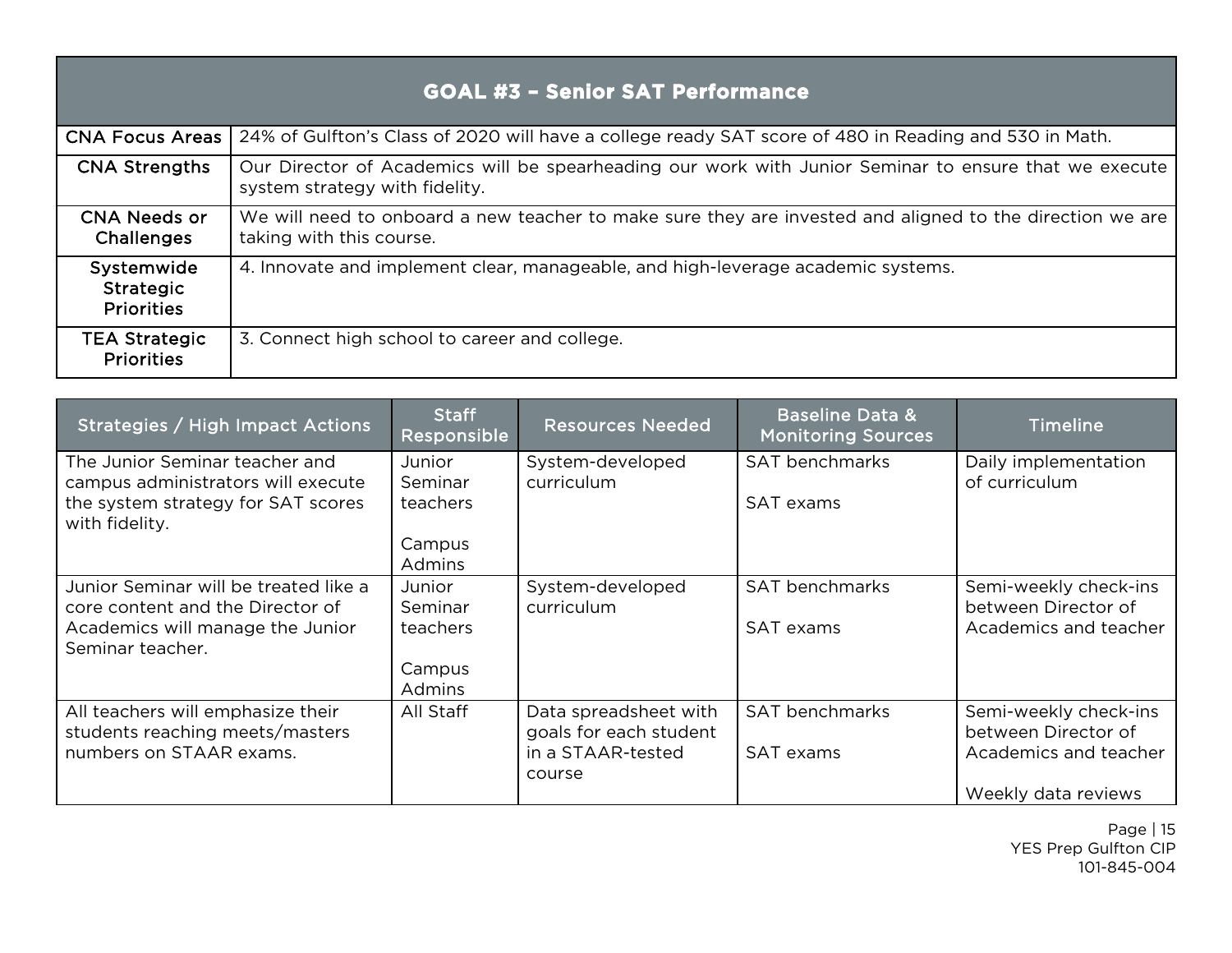| GOAL #3 – Senior SAT Performance | |
|---|---|
| CNA Focus Areas | 24% of Gulfton's Class of 2020 will have a college ready SAT score of 480 in Reading and 530 in Math. |
| CNA Strengths | Our Director of Academics will be spearheading our work with Junior Seminar to ensure that we execute system strategy with fidelity. |
| CNA Needs or Challenges | We will need to onboard a new teacher to make sure they are invested and aligned to the direction we are taking with this course. |
| Systemwide Strategic Priorities | 4. Innovate and implement clear, manageable, and high-leverage academic systems. |
| TEA Strategic Priorities | 3. Connect high school to career and college. |

| Strategies / High Impact Actions | Staff Responsible | Resources Needed | Baseline Data & Monitoring Sources | Timeline |
|---|---|---|---|---|
| The Junior Seminar teacher and campus administrators will execute the system strategy for SAT scores with fidelity. | Junior Seminar teachers<br><br>Campus Admins | System-developed curriculum | SAT benchmarks<br><br>SAT exams | Daily implementation of curriculum |
| Junior Seminar will be treated like a core content and the Director of Academics will manage the Junior Seminar teacher. | Junior Seminar teachers<br><br>Campus Admins | System-developed curriculum | SAT benchmarks<br><br>SAT exams | Semi-weekly check-ins between Director of Academics and teacher |
| All teachers will emphasize their students reaching meets/masters numbers on STAAR exams. | All Staff | Data spreadsheet with goals for each student in a STAAR-tested course | SAT benchmarks<br><br>SAT exams | Semi-weekly check-ins between Director of Academics and teacher<br><br>Weekly data reviews |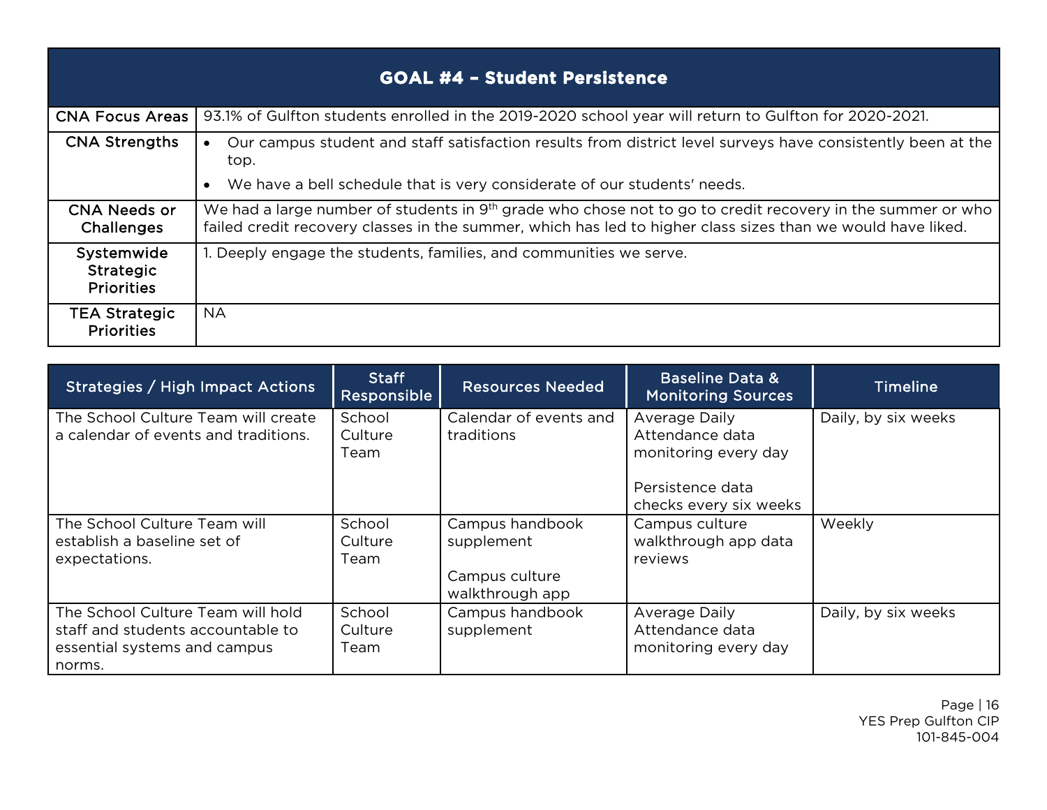## GOAL #4 – Student Persistence

| | |
|---|---|
| CNA Focus Areas | 93.1% of Gulfton students enrolled in the 2019-2020 school year will return to Gulfton for 2020-2021. |
| CNA Strengths | • Our campus student and staff satisfaction results from district level surveys have consistently been at the top.<br>• We have a bell schedule that is very considerate of our students' needs. |
| CNA Needs or Challenges | We had a large number of students in 9th grade who chose not to go to credit recovery in the summer or who failed credit recovery classes in the summer, which has led to higher class sizes than we would have liked. |
| Systemwide Strategic Priorities | 1. Deeply engage the students, families, and communities we serve. |
| TEA Strategic Priorities | NA |

| Strategies / High Impact Actions | Staff Responsible | Resources Needed | Baseline Data & Monitoring Sources | Timeline |
|---|---|---|---|---|
| The School Culture Team will create a calendar of events and traditions. | School Culture Team | Calendar of events and traditions | Average Daily Attendance data monitoring every day<br><br>Persistence data checks every six weeks | Daily, by six weeks |
| The School Culture Team will establish a baseline set of expectations. | School Culture Team | Campus handbook supplement<br><br>Campus culture walkthrough app | Campus culture walkthrough app data reviews | Weekly |
| The School Culture Team will hold staff and students accountable to essential systems and campus norms. | School Culture Team | Campus handbook supplement | Average Daily Attendance data monitoring every day | Daily, by six weeks |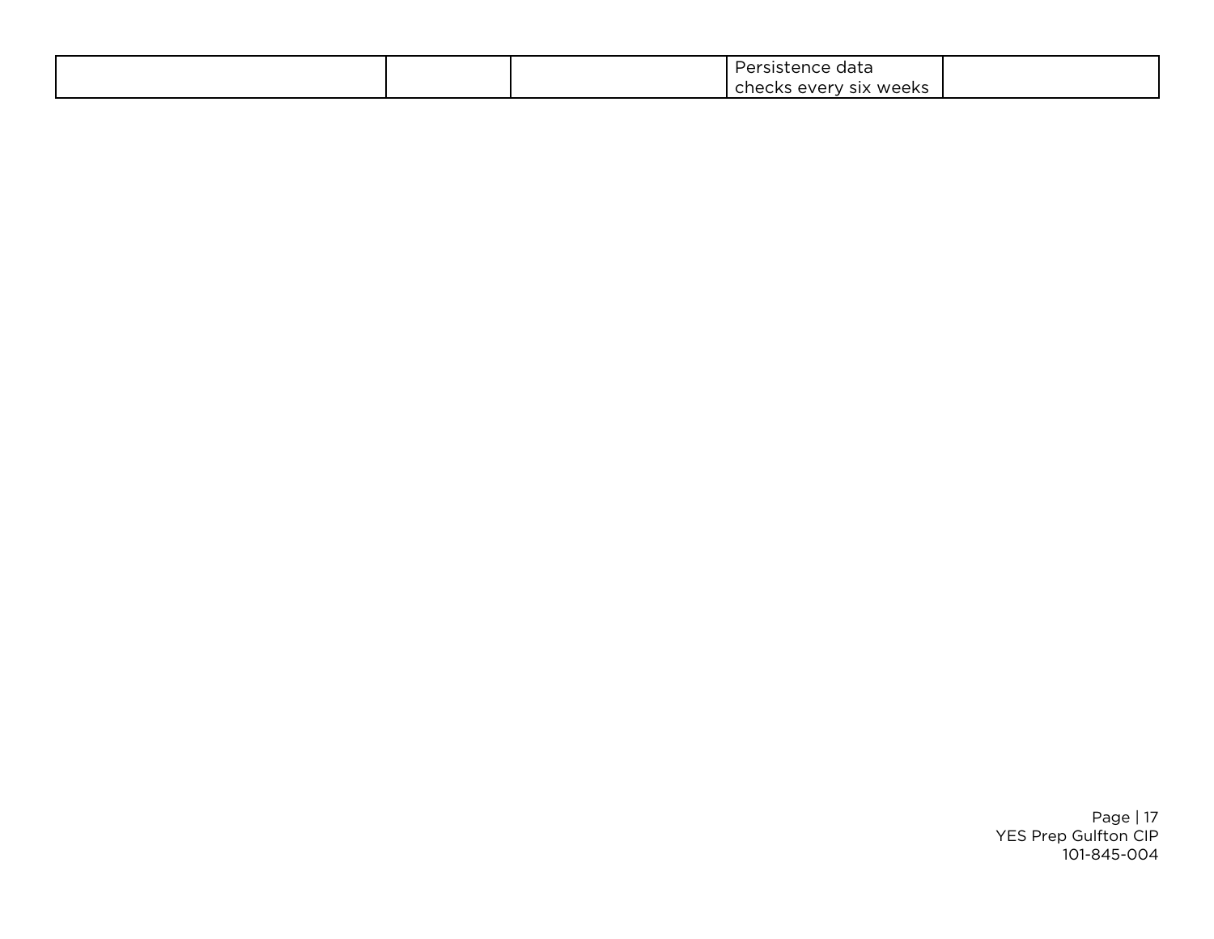| | | | | |
|---|---|---|---|---|
| | | | Persistence data checks every six weeks | |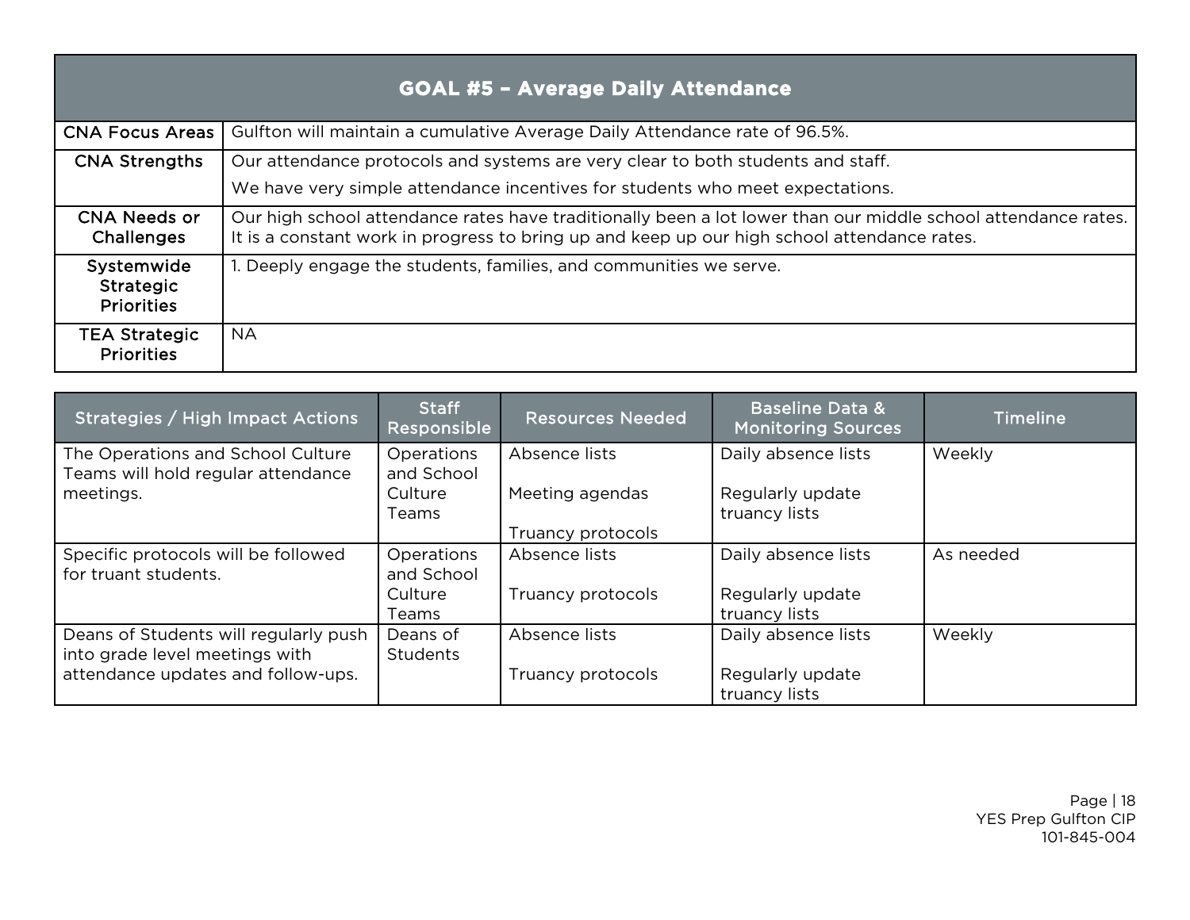| GOAL #5 – Average Daily Attendance | |
|---|---|
| CNA Focus Areas | Gulfton will maintain a cumulative Average Daily Attendance rate of 96.5%. |
| CNA Strengths | Our attendance protocols and systems are very clear to both students and staff.<br><br>We have very simple attendance incentives for students who meet expectations. |
| CNA Needs or Challenges | Our high school attendance rates have traditionally been a lot lower than our middle school attendance rates. It is a constant work in progress to bring up and keep up our high school attendance rates. |
| Systemwide Strategic Priorities | 1. Deeply engage the students, families, and communities we serve. |
| TEA Strategic Priorities | NA |

| Strategies / High Impact Actions | Staff Responsible | Resources Needed | Baseline Data & Monitoring Sources | Timeline |
|---|---|---|---|---|
| The Operations and School Culture Teams will hold regular attendance meetings. | Operations and School Culture Teams | Absence lists<br><br>Meeting agendas<br><br>Truancy protocols | Daily absence lists<br><br>Regularly update truancy lists | Weekly |
| Specific protocols will be followed for truant students. | Operations and School Culture Teams | Absence lists<br><br>Truancy protocols | Daily absence lists<br><br>Regularly update truancy lists | As needed |
| Deans of Students will regularly push into grade level meetings with attendance updates and follow-ups. | Deans of Students | Absence lists<br><br>Truancy protocols | Daily absence lists<br><br>Regularly update truancy lists | Weekly |